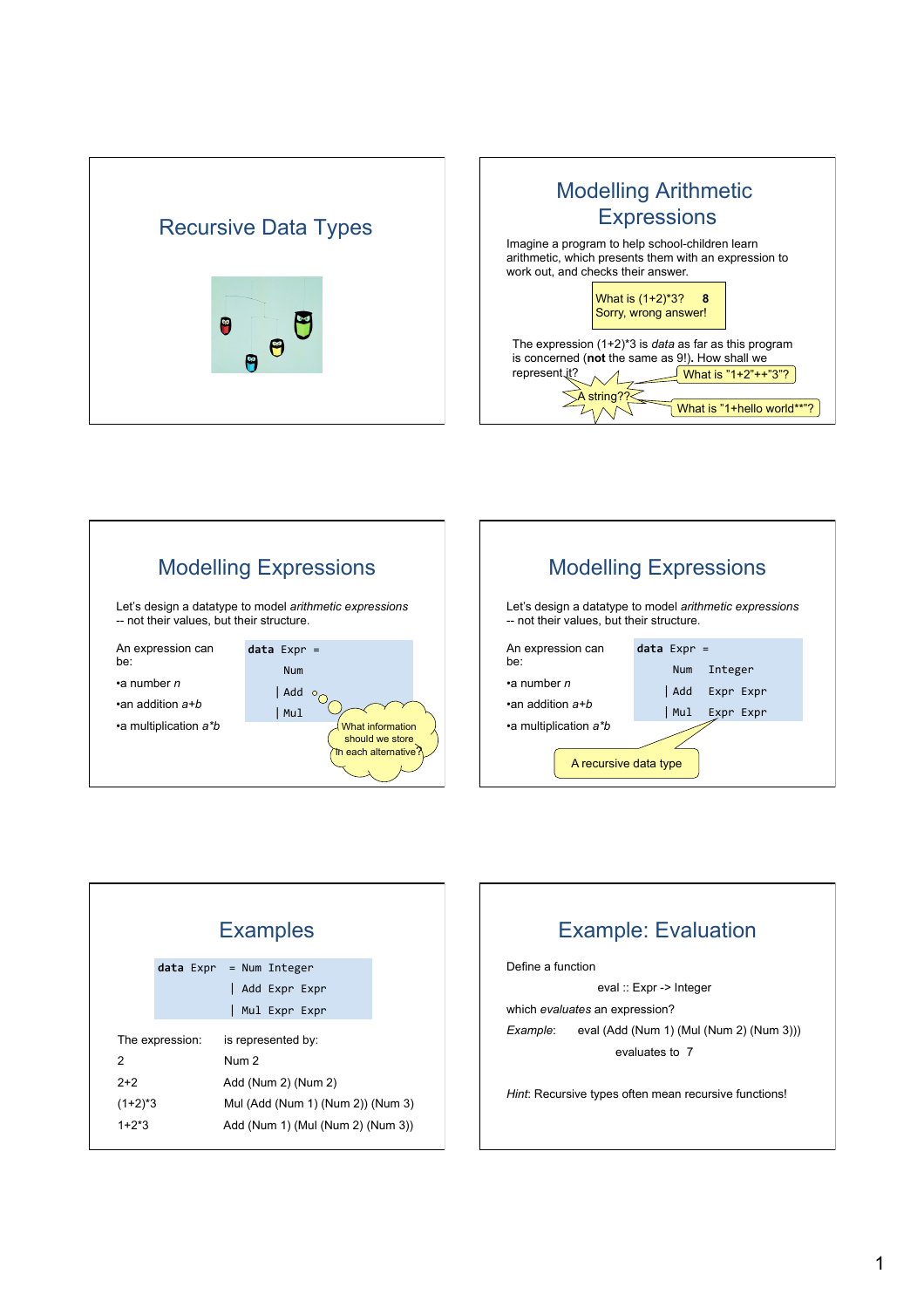# Recursive Data Types

## Modelling Arithmetic Expressions

Imagine a program to help school-children learn arithmetic, which presents them with an expression to work out, and checks their answer.

What is (1+2)*3? **8**
Sorry, wrong answer!

The expression (1+2)*3 is *data* as far as this program is concerned (**not** the same as 9!). How shall we represent it?

A string??

What is "1+2"++"3"?

What is "1+hello world**"?

## Modelling Expressions

Let's design a datatype to model *arithmetic expressions* -- not their values, but their structure.

An expression can be:

- a number *n*
- an addition *a+b*
- a multiplication *a*b*

```
data Expr =
    Num
  | Add
  | Mul
```

What information should we store in each alternative?

## Modelling Expressions

Let's design a datatype to model *arithmetic expressions* -- not their values, but their structure.

An expression can be:

- a number *n*
- an addition *a+b*
- a multiplication *a*b*

```
data Expr =
    Num  Integer
  | Add  Expr Expr
  | Mul  Expr Expr
```

A recursive data type

## Examples

```
data Expr  = Num Integer
           | Add Expr Expr
           | Mul Expr Expr
```

| The expression: | is represented by: |
|---|---|
| 2 | Num 2 |
| 2+2 | Add (Num 2) (Num 2) |
| (1+2)*3 | Mul (Add (Num 1) (Num 2)) (Num 3) |
| 1+2*3 | Add (Num 1) (Mul (Num 2) (Num 3)) |

## Example: Evaluation

Define a function

eval :: Expr -> Integer

which *evaluates* an expression?

*Example*: eval (Add (Num 1) (Mul (Num 2) (Num 3)))

evaluates to 7

*Hint*: Recursive types often mean recursive functions!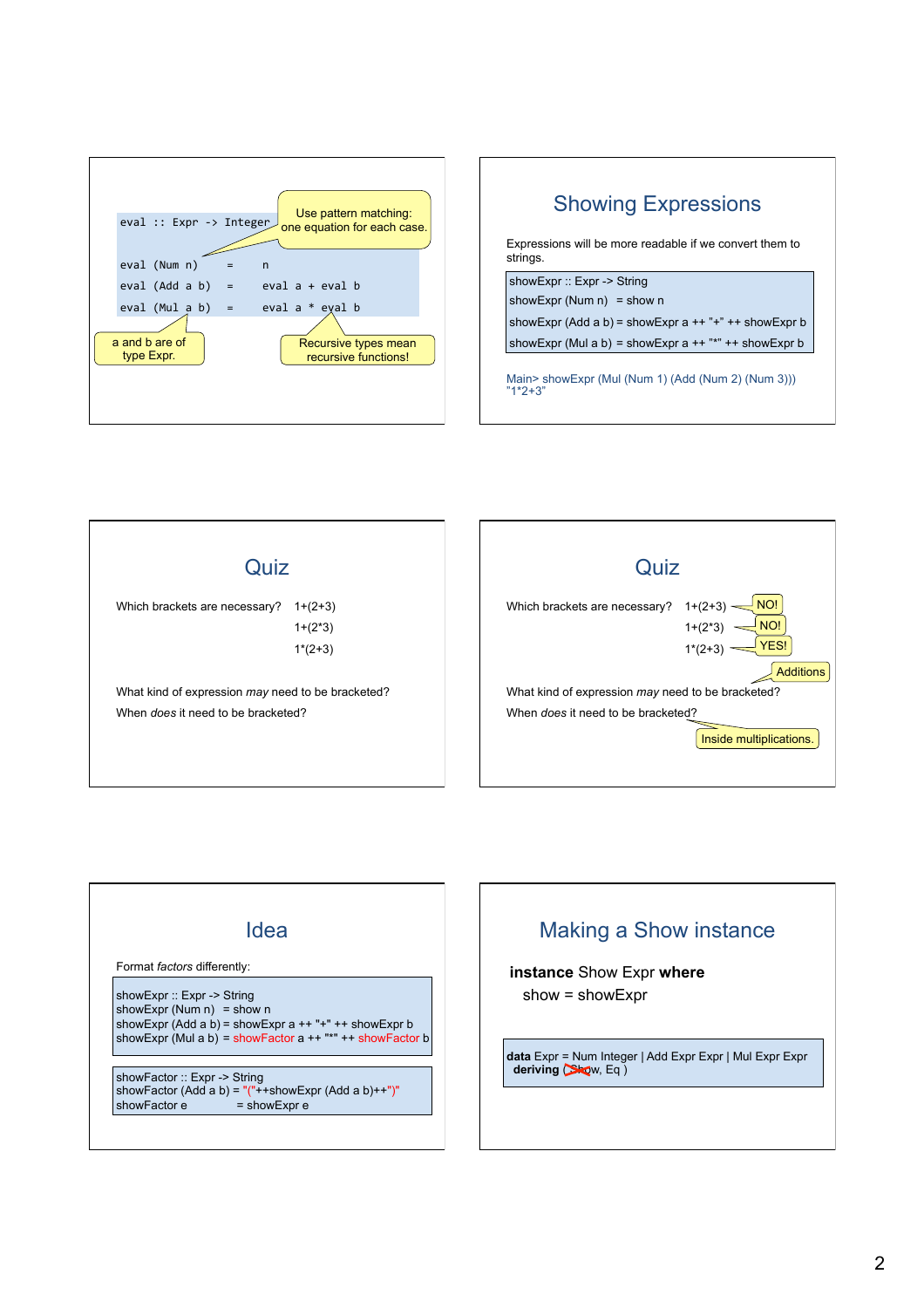```
eval :: Expr -> Integer

eval (Num n)    =    n
eval (Add a b)  =    eval a + eval b
eval (Mul a b)  =    eval a * eval b
```

Use pattern matching: one equation for each case.

a and b are of type Expr.

Recursive types mean recursive functions!

## Showing Expressions

Expressions will be more readable if we convert them to strings.

```
showExpr :: Expr -> String
showExpr (Num n)   = show n
showExpr (Add a b) = showExpr a ++ "+" ++ showExpr b
showExpr (Mul a b) = showExpr a ++ "*" ++ showExpr b
```

```
Main> showExpr (Mul (Num 1) (Add (Num 2) (Num 3)))
"1*2+3"
```

## Quiz

Which brackets are necessary?

1+(2+3)

1+(2*3)

1*(2+3)

What kind of expression *may* need to be bracketed?

When *does* it need to be bracketed?

## Quiz

Which brackets are necessary?

1+(2+3) — NO!

1+(2*3) — NO!

1*(2+3) — YES!

What kind of expression *may* need to be bracketed? — Additions

When *does* it need to be bracketed? — Inside multiplications.

## Idea

Format *factors* differently:

```
showExpr :: Expr -> String
showExpr (Num n)   = show n
showExpr (Add a b) = showExpr a ++ "+" ++ showExpr b
showExpr (Mul a b) = showFactor a ++ "*" ++ showFactor b
```

```
showFactor :: Expr -> String
showFactor (Add a b) = "("++showExpr (Add a b)++")"
showFactor e         = showExpr e
```

## Making a Show instance

**instance** Show Expr **where**
  show = showExpr

```
data Expr = Num Integer | Add Expr Expr | Mul Expr Expr
  deriving (Show, Eq )
```

(Show is crossed out in the deriving clause.)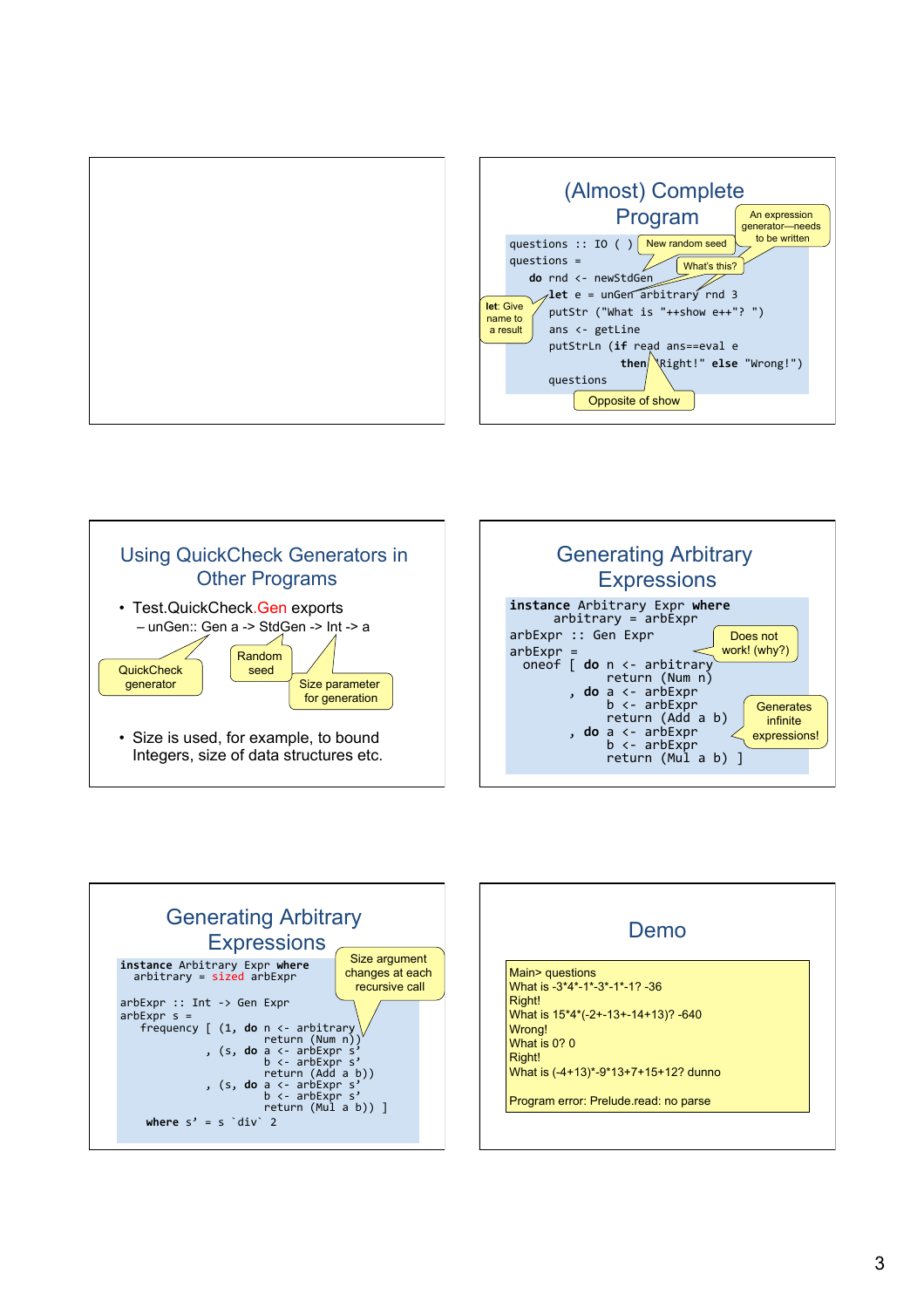## (Almost) Complete Program

```haskell
questions :: IO ( )
questions =
  do rnd <- newStdGen
     let e = unGen arbitrary rnd 3
     putStr ("What is "++show e++"? ")
     ans <- getLine
     putStrLn (if read ans==eval e
                 then "Right!" else "Wrong!")
     questions
```

- New random seed
- An expression generator—needs to be written
- What's this?
- let: Give name to a result
- Opposite of show

## Using QuickCheck Generators in Other Programs

- Test.QuickCheck.Gen exports
  - unGen:: Gen a -> StdGen -> Int -> a

QuickCheck generator — Random seed — Size parameter for generation

- Size is used, for example, to bound Integers, size of data structures etc.

## Generating Arbitrary Expressions

```haskell
instance Arbitrary Expr where
  arbitrary = arbExpr
arbExpr :: Gen Expr
arbExpr =
  oneof [ do n <- arbitrary
             return (Num n)
        , do a <- arbExpr
             b <- arbExpr
             return (Add a b)
        , do a <- arbExpr
             b <- arbExpr
             return (Mul a b) ]
```

- Does not work! (why?)
- Generates infinite expressions!

## Generating Arbitrary Expressions

```haskell
instance Arbitrary Expr where
  arbitrary = sized arbExpr

arbExpr :: Int -> Gen Expr
arbExpr s =
   frequency [ (1, do n <- arbitrary
                      return (Num n))
             , (s, do a <- arbExpr s'
                      b <- arbExpr s'
                      return (Add a b))
             , (s, do a <- arbExpr s'
                      b <- arbExpr s'
                      return (Mul a b)) ]
   where s' = s `div` 2
```

- Size argument changes at each recursive call

## Demo

```
Main> questions
What is -3*4*-1*-3*-1*-1? -36
Right!
What is 15*4*(-2+-13+-14+13)? -640
Wrong!
What is 0? 0
Right!
What is (-4+13)*-9*13+7+15+12? dunno

Program error: Prelude.read: no parse
```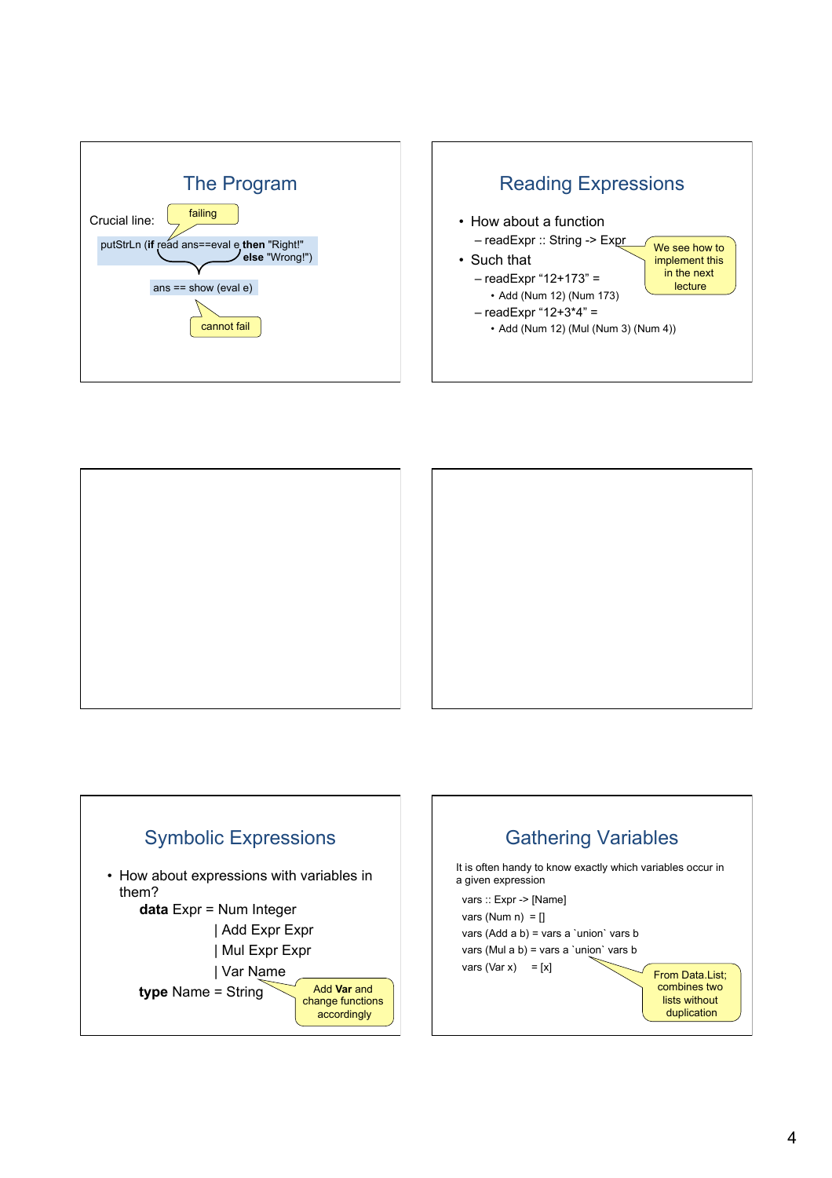## The Program

Crucial line:

```
putStrLn (if read ans==eval e then "Right!"
                              else "Wrong!")
```

*failing*

```
ans == show (eval e)
```

*cannot fail*

## Reading Expressions

- How about a function
  - readExpr :: String -> Expr
- Such that
  - readExpr "12+173" =
    - Add (Num 12) (Num 173)
  - readExpr "12+3*4" =
    - Add (Num 12) (Mul (Num 3) (Num 4))

*We see how to implement this in the next lecture*

## Symbolic Expressions

- How about expressions with variables in them?

```
data Expr = Num Integer
          | Add Expr Expr
          | Mul Expr Expr
          | Var Name
type Name = String
```

*Add **Var** and change functions accordingly*

## Gathering Variables

It is often handy to know exactly which variables occur in a given expression

```
vars :: Expr -> [Name]
vars (Num n)  = []
vars (Add a b) = vars a `union` vars b
vars (Mul a b) = vars a `union` vars b
vars (Var x)   = [x]
```

*From Data.List; combines two lists without duplication*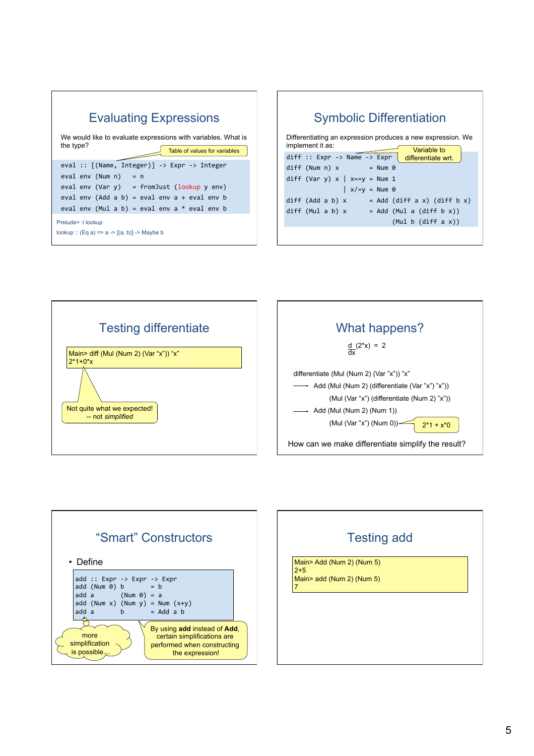## Evaluating Expressions

We would like to evaluate expressions with variables. What is the type?

Table of values for variables

```
eval :: [(Name, Integer)] -> Expr -> Integer
eval env (Num n)   = n
eval env (Var y)   = fromJust (lookup y env)
eval env (Add a b) = eval env a + eval env b
eval env (Mul a b) = eval env a * eval env b
```

Prelude> :i lookup
lookup :: (Eq a) => a -> [(a, b)] -> Maybe b

## Symbolic Differentiation

Differentiating an expression produces a new expression. We implement it as:

Variable to differentiate wrt.

```
diff :: Expr -> Name -> Expr
diff (Num n) x        = Num 0
diff (Var y) x | x==y = Num 1
               | x/=y = Num 0
diff (Add a b) x      = Add (diff a x) (diff b x)
diff (Mul a b) x      = Add (Mul a (diff b x))
                            (Mul b (diff a x))
```

## Testing differentiate

```
Main> diff (Mul (Num 2) (Var "x")) "x"
2*1+0*x
```

Not quite what we expected!
-- not *simplified*

## What happens?

$$\frac{d}{dx}(2*x) = 2$$

differentiate (Mul (Num 2) (Var "x")) "x"

⟶ Add (Mul (Num 2) (differentiate (Var "x") "x"))
(Mul (Var "x") (differentiate (Num 2) "x"))

⟶ Add (Mul (Num 2) (Num 1))
(Mul (Var "x") (Num 0))

2*1 + x*0

How can we make differentiate simplify the result?

## "Smart" Constructors

- Define

```
add :: Expr -> Expr -> Expr
add (Num 0) b       = b
add a       (Num 0) = a
add (Num x) (Num y) = Num (x+y)
add a       b       = Add a b
```

more simplification is possible...

By using **add** instead of **Add**, certain simplifications are performed when constructing the expression!

## Testing add

```
Main> Add (Num 2) (Num 5)
2+5
Main> add (Num 2) (Num 5)
7
```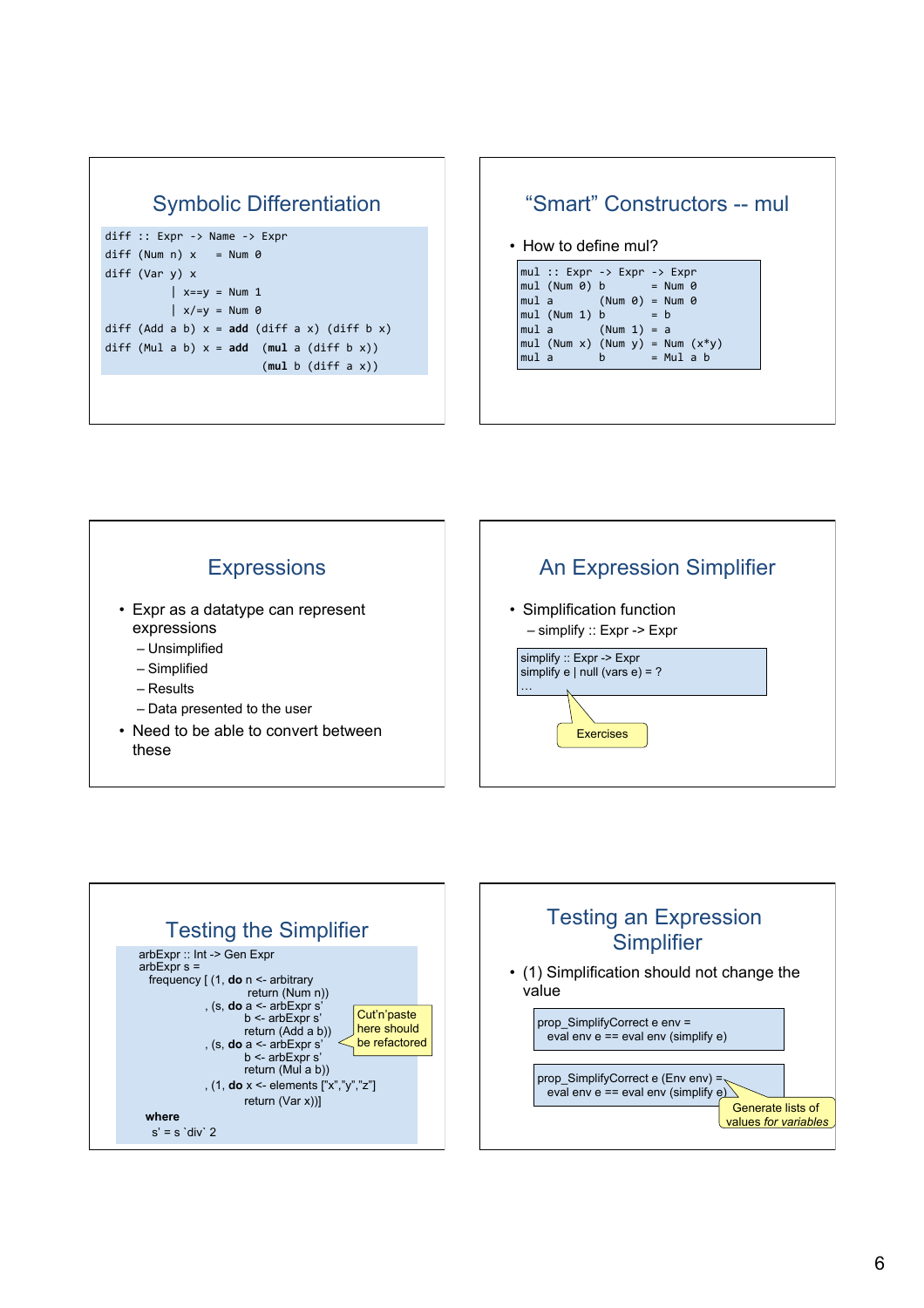## Symbolic Differentiation

```
diff :: Expr -> Name -> Expr
diff (Num n) x   = Num 0
diff (Var y) x
         | x==y = Num 1
         | x/=y = Num 0
diff (Add a b) x = add (diff a x) (diff b x)
diff (Mul a b) x = add  (mul a (diff b x))
                        (mul b (diff a x))
```

## "Smart" Constructors -- mul

- How to define mul?

```
mul :: Expr -> Expr -> Expr
mul (Num 0) b       = Num 0
mul a       (Num 0) = Num 0
mul (Num 1) b       = b
mul a       (Num 1) = a
mul (Num x) (Num y) = Num (x*y)
mul a       b       = Mul a b
```

## Expressions

- Expr as a datatype can represent expressions
  - Unsimplified
  - Simplified
  - Results
  - Data presented to the user
- Need to be able to convert between these

## An Expression Simplifier

- Simplification function
  - simplify :: Expr -> Expr

```
simplify :: Expr -> Expr
simplify e | null (vars e) = ?
…
```

Exercises

## Testing the Simplifier

```
arbExpr :: Int -> Gen Expr
arbExpr s =
  frequency [ (1, do n <- arbitrary
                     return (Num n))
            , (s, do a <- arbExpr s'
                     b <- arbExpr s'
                     return (Add a b))
            , (s, do a <- arbExpr s'
                     b <- arbExpr s'
                     return (Mul a b))
            , (1, do x <- elements ["x","y","z"]
                     return (Var x))]
 where
  s' = s `div` 2
```

Cut'n'paste here should be refactored

## Testing an Expression Simplifier

- (1) Simplification should not change the value

```
prop_SimplifyCorrect e env =
  eval env e == eval env (simplify e)
```

```
prop_SimplifyCorrect e (Env env) =
  eval env e == eval env (simplify e)
```

Generate lists of values *for variables*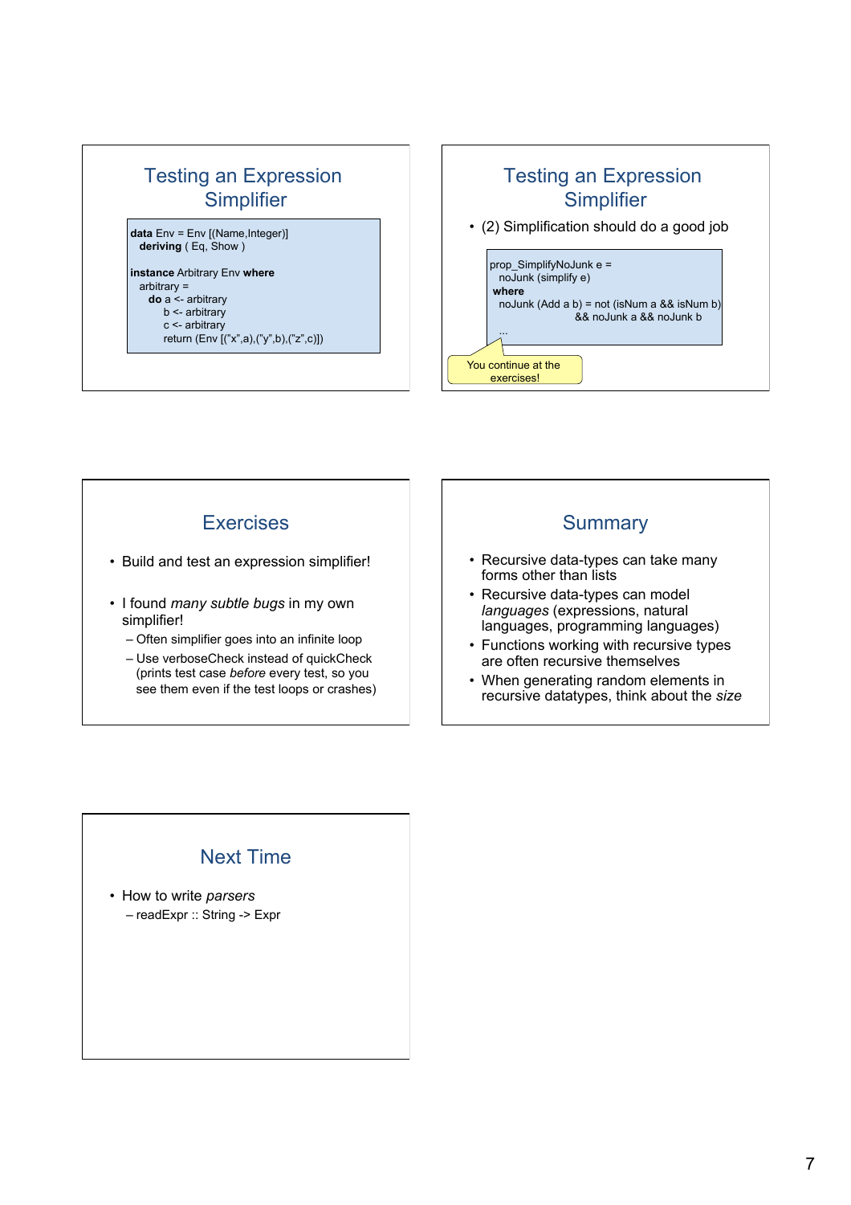## Testing an Expression Simplifier

```
data Env = Env [(Name,Integer)]
  deriving ( Eq, Show )

instance Arbitrary Env where
  arbitrary =
    do a <- arbitrary
       b <- arbitrary
       c <- arbitrary
       return (Env [("x",a),("y",b),("z",c)])
```

## Testing an Expression Simplifier

- (2) Simplification should do a good job

```
prop_SimplifyNoJunk e =
  noJunk (simplify e)
 where
  noJunk (Add a b) = not (isNum a && isNum b)
                     && noJunk a && noJunk b
  ...
```

You continue at the exercises!

## Exercises

- Build and test an expression simplifier!
- I found *many subtle bugs* in my own simplifier!
  - Often simplifier goes into an infinite loop
  - Use verboseCheck instead of quickCheck (prints test case *before* every test, so you see them even if the test loops or crashes)

## Summary

- Recursive data-types can take many forms other than lists
- Recursive data-types can model *languages* (expressions, natural languages, programming languages)
- Functions working with recursive types are often recursive themselves
- When generating random elements in recursive datatypes, think about the *size*

## Next Time

- How to write *parsers*
  - readExpr :: String -> Expr